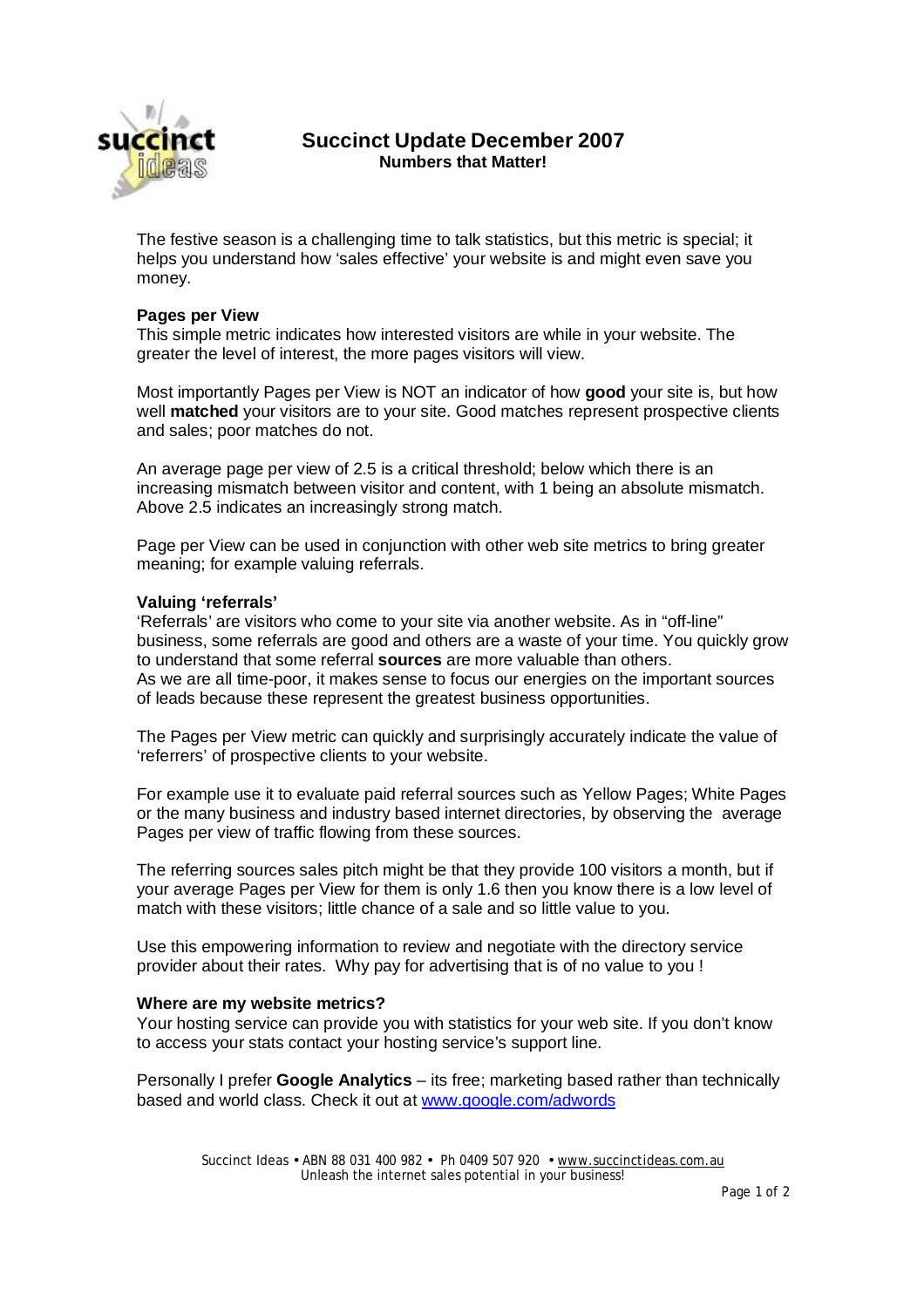# Succinct Update December 2007

**Numbers that Matter!**

The festive season is a challenging time to talk statistics, but this metric is special; it helps you understand how 'sales effective' your website is and might even save you money.

### Pages per View

This simple metric indicates how interested visitors are while in your website. The greater the level of interest, the more pages visitors will view.

Most importantly Pages per View is NOT an indicator of how **good** your site is, but how well **matched** your visitors are to your site. Good matches represent prospective clients and sales; poor matches do not.

An average page per view of 2.5 is a critical threshold; below which there is an increasing mismatch between visitor and content, with 1 being an absolute mismatch. Above 2.5 indicates an increasingly strong match.

Page per View can be used in conjunction with other web site metrics to bring greater meaning; for example valuing referrals.

### Valuing 'referrals'

'Referrals' are visitors who come to your site via another website. As in "off-line" business, some referrals are good and others are a waste of your time. You quickly grow to understand that some referral **sources** are more valuable than others.
As we are all time-poor, it makes sense to focus our energies on the important sources of leads because these represent the greatest business opportunities.

The Pages per View metric can quickly and surprisingly accurately indicate the value of 'referrers' of prospective clients to your website.

For example use it to evaluate paid referral sources such as Yellow Pages; White Pages or the many business and industry based internet directories, by observing the average Pages per view of traffic flowing from these sources.

The referring sources sales pitch might be that they provide 100 visitors a month, but if your average Pages per View for them is only 1.6 then you know there is a low level of match with these visitors; little chance of a sale and so little value to you.

Use this empowering information to review and negotiate with the directory service provider about their rates. Why pay for advertising that is of no value to you !

### Where are my website metrics?

Your hosting service can provide you with statistics for your web site. If you don't know to access your stats contact your hosting service's support line.

Personally I prefer **Google Analytics** – its free; marketing based rather than technically based and world class. Check it out at [www.google.com/adwords](http://www.google.com/adwords)

Succinct Ideas • ABN 88 031 400 982 • Ph 0409 507 920 • www.succinctideas.com.au
Unleash the internet sales potential in your business!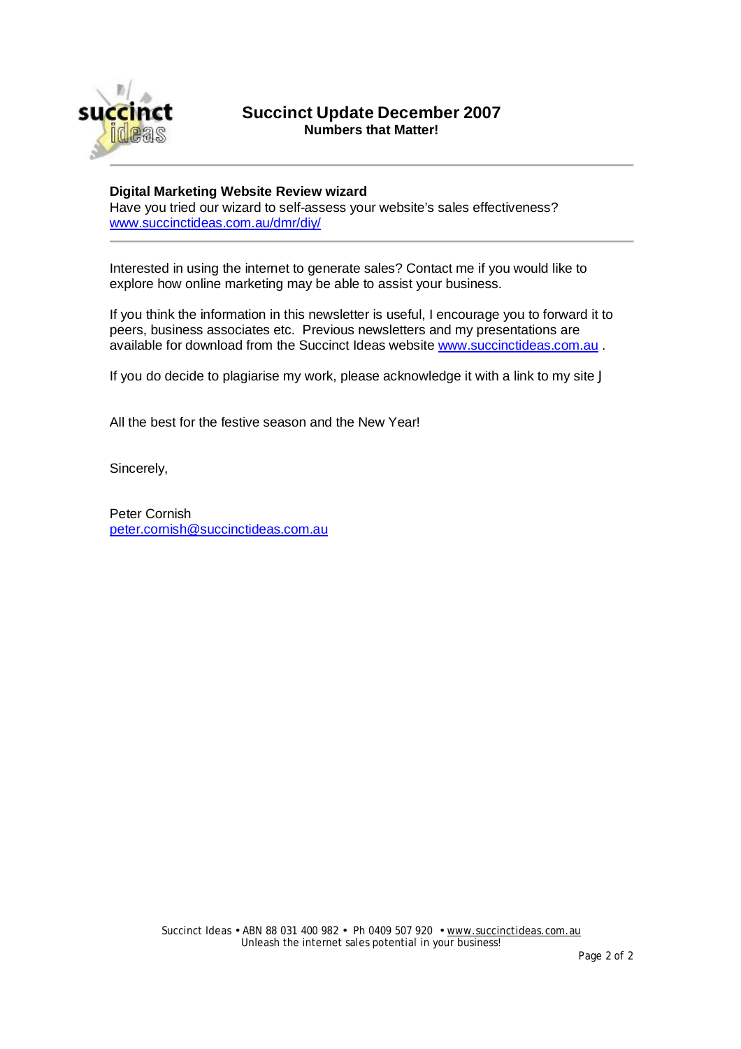# Succinct Update December 2007

**Numbers that Matter!**

---

**Digital Marketing Website Review wizard**

Have you tried our wizard to self-assess your website's sales effectiveness?
www.succinctideas.com.au/dmr/diy/

---

Interested in using the internet to generate sales? Contact me if you would like to explore how online marketing may be able to assist your business.

If you think the information in this newsletter is useful, I encourage you to forward it to peers, business associates etc. Previous newsletters and my presentations are available for download from the Succinct Ideas website www.succinctideas.com.au .

If you do decide to plagiarise my work, please acknowledge it with a link to my site J

All the best for the festive season and the New Year!

Sincerely,

Peter Cornish
peter.cornish@succinctideas.com.au

Succinct Ideas • ABN 88 031 400 982 • Ph 0409 507 920 • www.succinctideas.com.au
Unleash the internet sales potential in your business!